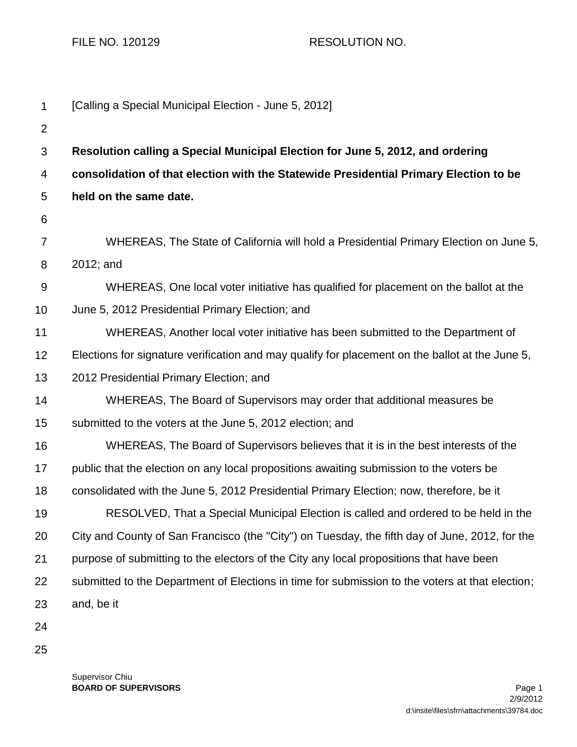FILE NO. 120129 RESOLUTION NO.

[Calling a Special Municipal Election - June 5, 2012]

**Resolution calling a Special Municipal Election for June 5, 2012, and ordering consolidation of that election with the Statewide Presidential Primary Election to be held on the same date.**

WHEREAS, The State of California will hold a Presidential Primary Election on June 5, 2012; and

WHEREAS, One local voter initiative has qualified for placement on the ballot at the June 5, 2012 Presidential Primary Election; and

WHEREAS, Another local voter initiative has been submitted to the Department of Elections for signature verification and may qualify for placement on the ballot at the June 5, 2012 Presidential Primary Election; and

WHEREAS, The Board of Supervisors may order that additional measures be submitted to the voters at the June 5, 2012 election; and

WHEREAS, The Board of Supervisors believes that it is in the best interests of the public that the election on any local propositions awaiting submission to the voters be consolidated with the June 5, 2012 Presidential Primary Election; now, therefore, be it

RESOLVED, That a Special Municipal Election is called and ordered to be held in the City and County of San Francisco (the "City") on Tuesday, the fifth day of June, 2012, for the purpose of submitting to the electors of the City any local propositions that have been submitted to the Department of Elections in time for submission to the voters at that election; and, be it

Supervisor Chiu
**BOARD OF SUPERVISORS**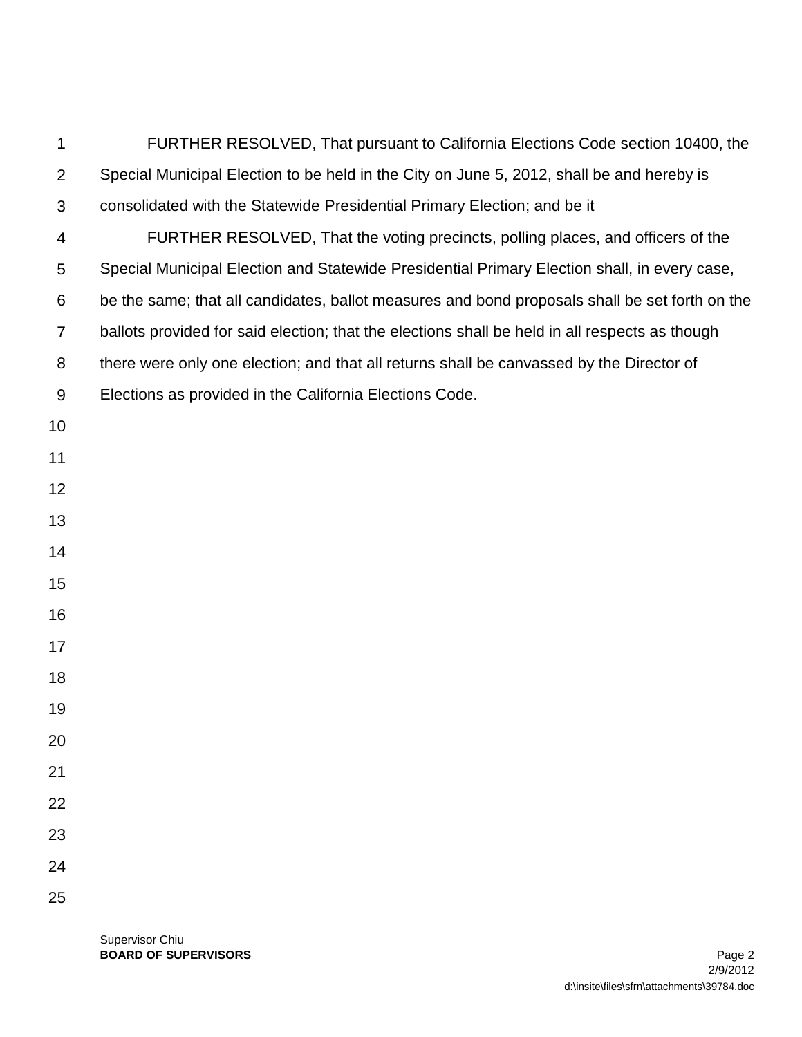FURTHER RESOLVED, That pursuant to California Elections Code section 10400, the Special Municipal Election to be held in the City on June 5, 2012, shall be and hereby is consolidated with the Statewide Presidential Primary Election; and be it

FURTHER RESOLVED, That the voting precincts, polling places, and officers of the Special Municipal Election and Statewide Presidential Primary Election shall, in every case, be the same; that all candidates, ballot measures and bond proposals shall be set forth on the ballots provided for said election; that the elections shall be held in all respects as though there were only one election; and that all returns shall be canvassed by the Director of Elections as provided in the California Elections Code.